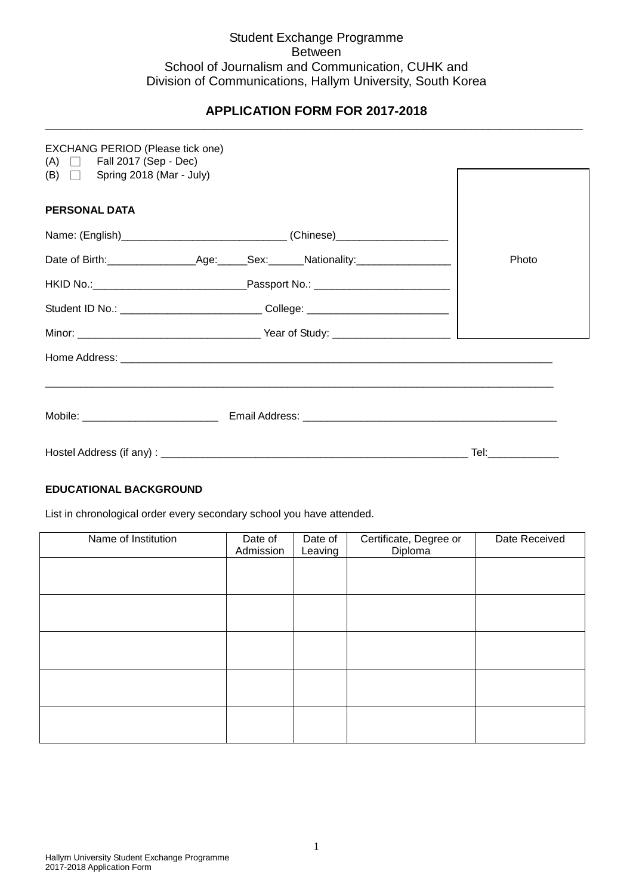Student Exchange Programme
Between
School of Journalism and Communication, CUHK and
Division of Communications, Hallym University, South Korea

## APPLICATION FORM FOR 2017-2018

EXCHANG PERIOD (Please tick one)
(A) ☐ Fall 2017 (Sep - Dec)
(B) ☐ Spring 2018 (Mar - July)

Photo

**PERSONAL DATA**

Name: (English)____________________________ (Chinese)___________________

Date of Birth:_______________Age:_____Sex:______Nationality:________________

HKID No.:__________________________Passport No.: _______________________

Student ID No.: ________________________ College: ________________________

Minor: _______________________________ Year of Study: ____________________

Home Address: ____________________________________________________________________________

_____________________________________________________________________________________

Mobile: _______________________ Email Address: __________________________________________

Hostel Address (if any) : ____________________________________________________ Tel:____________

**EDUCATIONAL BACKGROUND**

List in chronological order every secondary school you have attended.

| Name of Institution | Date of Admission | Date of Leaving | Certificate, Degree or Diploma | Date Received |
|---|---|---|---|---|
| | | | | |
| | | | | |
| | | | | |
| | | | | |
| | | | | |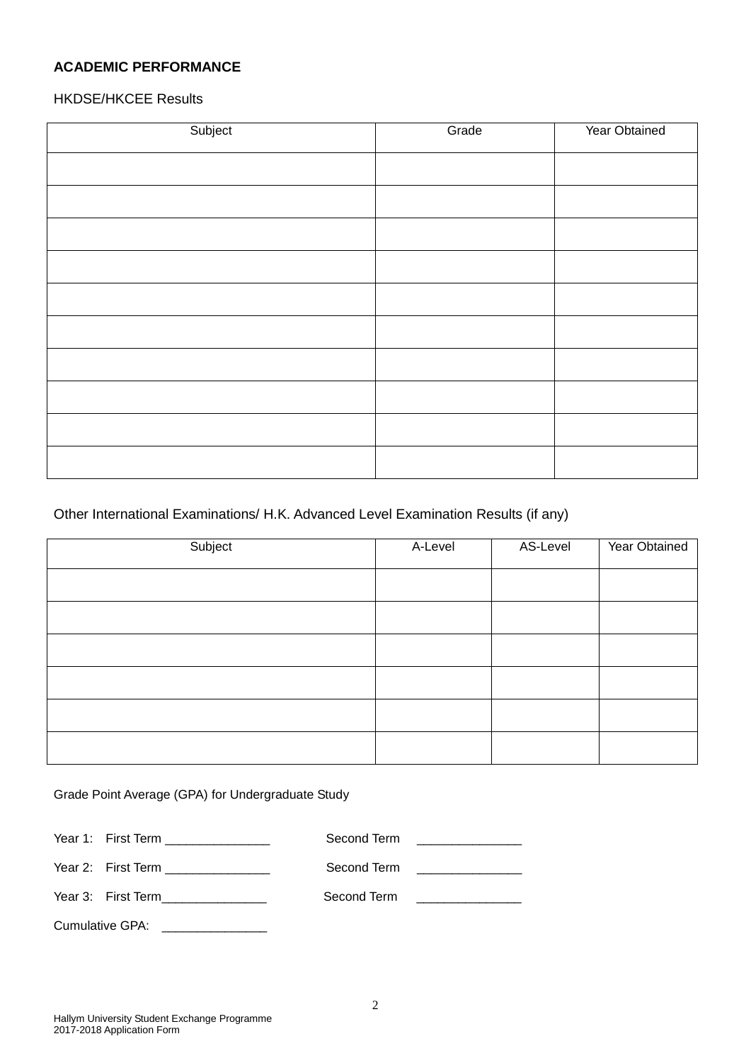**ACADEMIC PERFORMANCE**

HKDSE/HKCEE Results

| Subject | Grade | Year Obtained |
| --- | --- | --- |
| | | |
| | | |
| | | |
| | | |
| | | |
| | | |
| | | |
| | | |
| | | |
| | | |

Other International Examinations/ H.K. Advanced Level Examination Results (if any)

| Subject | A-Level | AS-Level | Year Obtained |
| --- | --- | --- | --- |
| | | | |
| | | | |
| | | | |
| | | | |
| | | | |
| | | | |

Grade Point Average (GPA) for Undergraduate Study

Year 1: First Term _______________ Second Term _______________

Year 2: First Term _______________ Second Term _______________

Year 3: First Term_______________ Second Term _______________

Cumulative GPA: _______________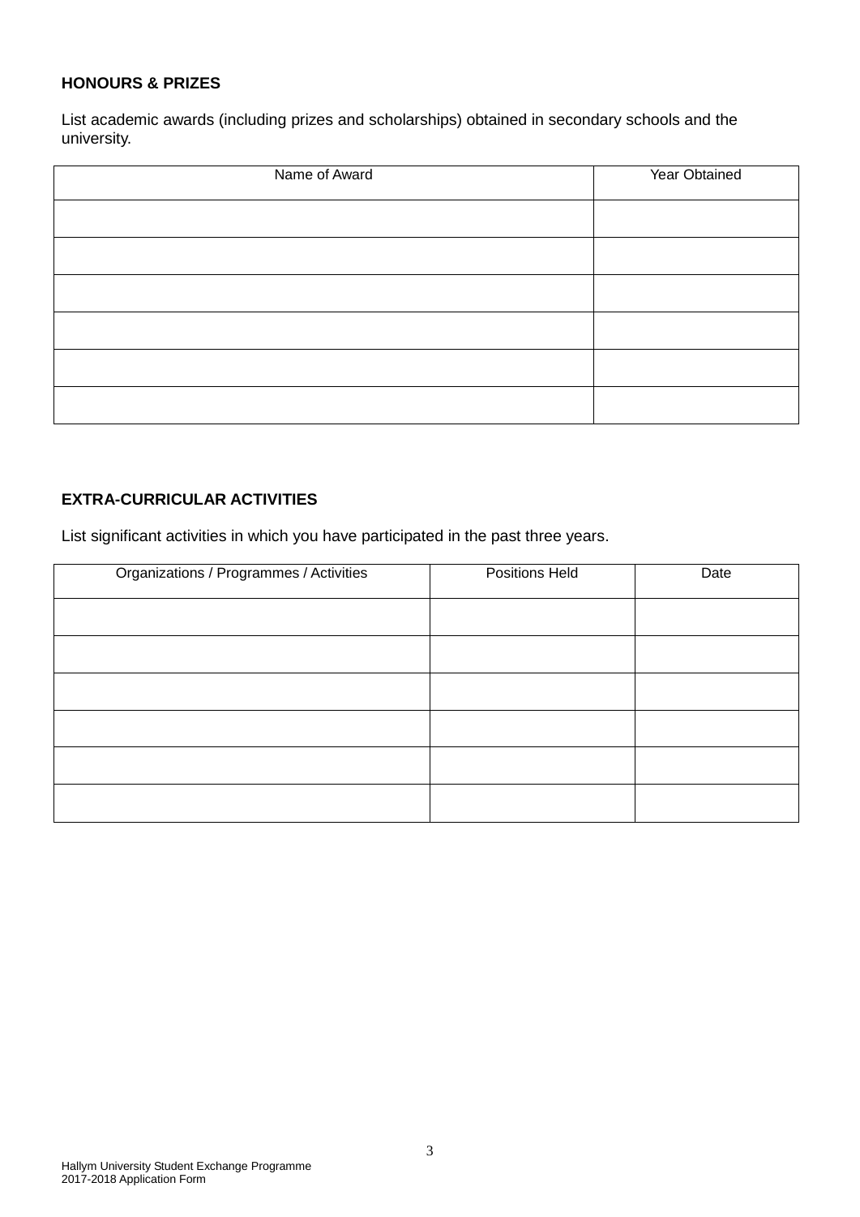**HONOURS & PRIZES**

List academic awards (including prizes and scholarships) obtained in secondary schools and the university.

| Name of Award | Year Obtained |
|---|---|
| | |
| | |
| | |
| | |
| | |
| | |

**EXTRA-CURRICULAR ACTIVITIES**

List significant activities in which you have participated in the past three years.

| Organizations / Programmes / Activities | Positions Held | Date |
|---|---|---|
| | | |
| | | |
| | | |
| | | |
| | | |
| | | |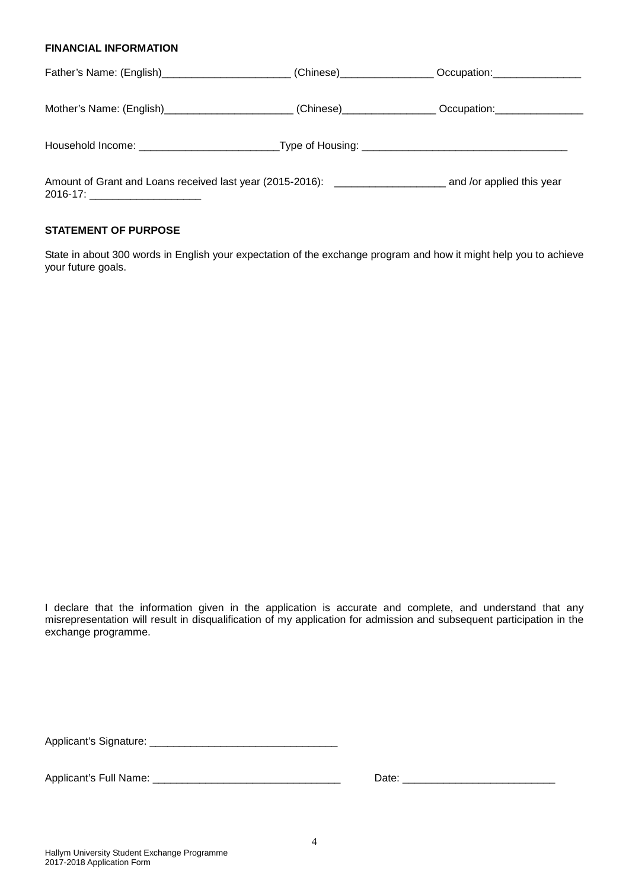**FINANCIAL INFORMATION**

Father's Name: (English)______________________ (Chinese)________________ Occupation:_______________

Mother's Name: (English)______________________ (Chinese)________________ Occupation:_______________

Household Income: ________________________Type of Housing: ___________________________________

Amount of Grant and Loans received last year (2015-2016): ___________________ and /or applied this year 2016-17: ___________________

**STATEMENT OF PURPOSE**

State in about 300 words in English your expectation of the exchange program and how it might help you to achieve your future goals.

I declare that the information given in the application is accurate and complete, and understand that any misrepresentation will result in disqualification of my application for admission and subsequent participation in the exchange programme.

Applicant's Signature: ________________________________

Applicant's Full Name: ________________________________ Date: __________________________

Hallym University Student Exchange Programme
2017-2018 Application Form